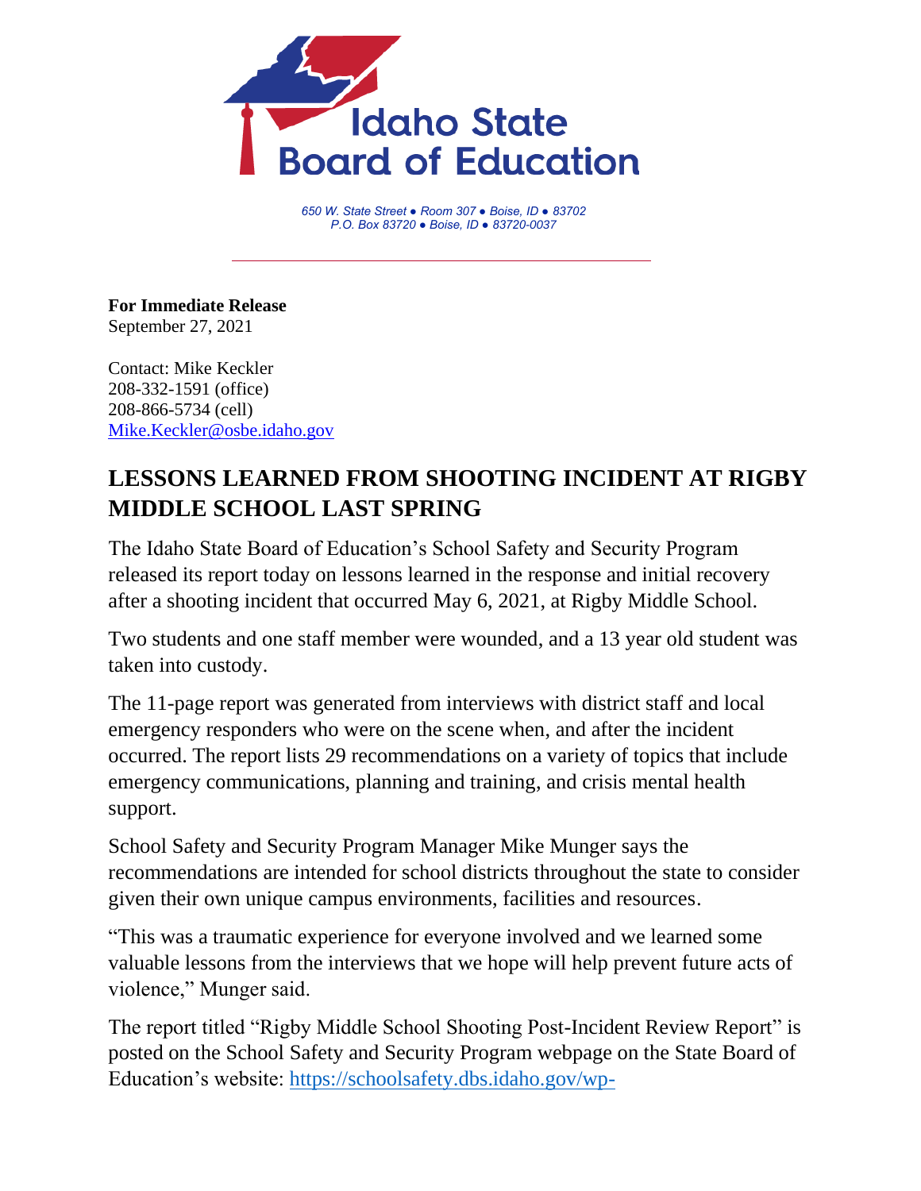Idaho State Board of Education

*650 W. State Street ● Room 307 ● Boise, ID ● 83702*
*P.O. Box 83720 ● Boise, ID ● 83720-0037*

**For Immediate Release**
September 27, 2021

Contact: Mike Keckler
208-332-1591 (office)
208-866-5734 (cell)
Mike.Keckler@osbe.idaho.gov

## LESSONS LEARNED FROM SHOOTING INCIDENT AT RIGBY MIDDLE SCHOOL LAST SPRING

The Idaho State Board of Education's School Safety and Security Program released its report today on lessons learned in the response and initial recovery after a shooting incident that occurred May 6, 2021, at Rigby Middle School.

Two students and one staff member were wounded, and a 13 year old student was taken into custody.

The 11-page report was generated from interviews with district staff and local emergency responders who were on the scene when, and after the incident occurred. The report lists 29 recommendations on a variety of topics that include emergency communications, planning and training, and crisis mental health support.

School Safety and Security Program Manager Mike Munger says the recommendations are intended for school districts throughout the state to consider given their own unique campus environments, facilities and resources.

"This was a traumatic experience for everyone involved and we learned some valuable lessons from the interviews that we hope will help prevent future acts of violence," Munger said.

The report titled "Rigby Middle School Shooting Post-Incident Review Report" is posted on the School Safety and Security Program webpage on the State Board of Education's website: https://schoolsafety.dbs.idaho.gov/wp-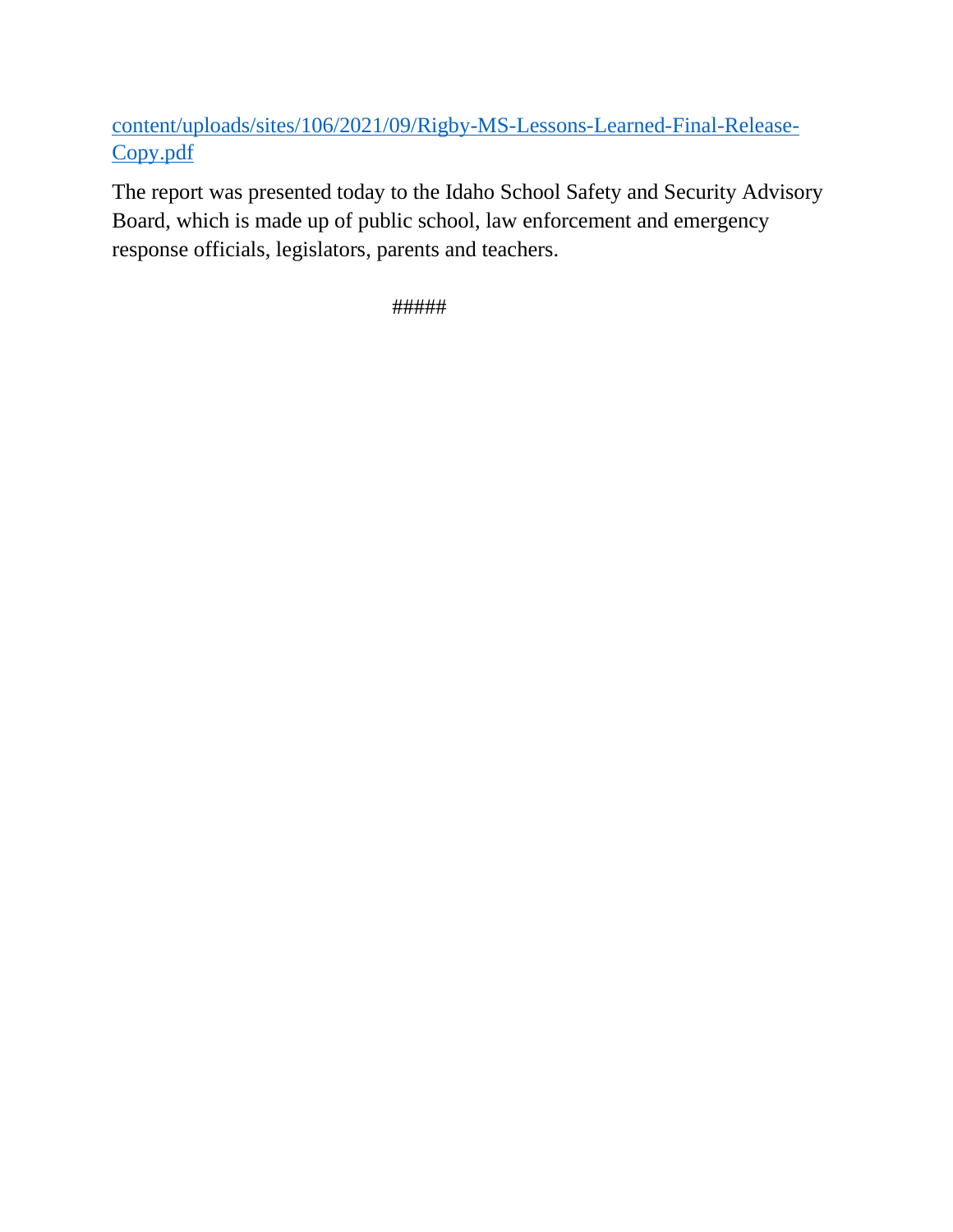[content/uploads/sites/106/2021/09/Rigby-MS-Lessons-Learned-Final-Release-Copy.pdf](content/uploads/sites/106/2021/09/Rigby-MS-Lessons-Learned-Final-Release-Copy.pdf)

The report was presented today to the Idaho School Safety and Security Advisory Board, which is made up of public school, law enforcement and emergency response officials, legislators, parents and teachers.

#####